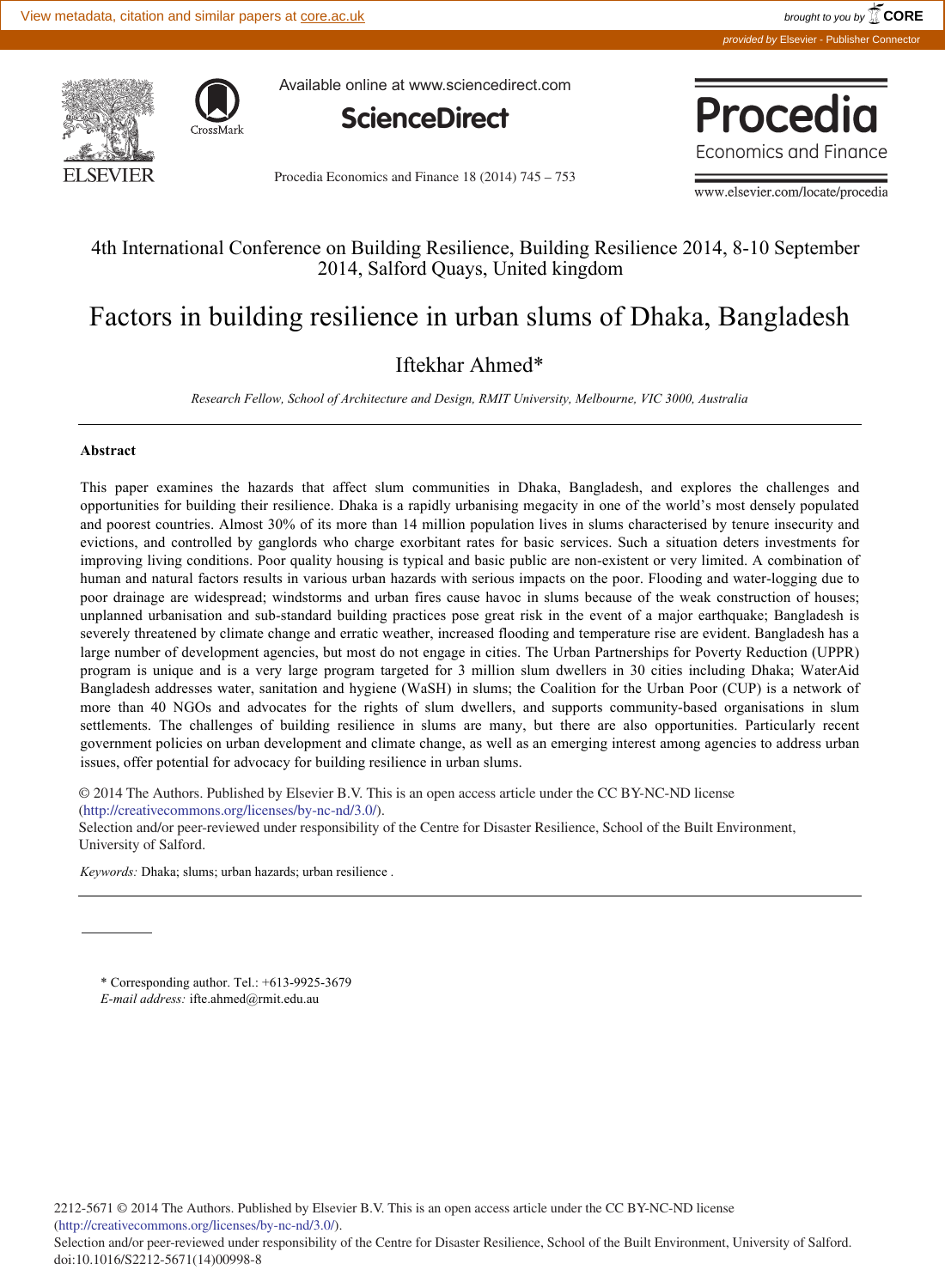4th International Conference on Building Resilience, Building Resilience 2014, 8-10 September 2014, Salford Quays, United kingdom

# Factors in building resilience in urban slums of Dhaka, Bangladesh

Iftekhar Ahmed*

*Research Fellow, School of Architecture and Design, RMIT University, Melbourne, VIC 3000, Australia*

---

## Abstract

This paper examines the hazards that affect slum communities in Dhaka, Bangladesh, and explores the challenges and opportunities for building their resilience. Dhaka is a rapidly urbanising megacity in one of the world's most densely populated and poorest countries. Almost 30% of its more than 14 million population lives in slums characterised by tenure insecurity and evictions, and controlled by ganglords who charge exorbitant rates for basic services. Such a situation deters investments for improving living conditions. Poor quality housing is typical and basic public are non-existent or very limited. A combination of human and natural factors results in various urban hazards with serious impacts on the poor. Flooding and water-logging due to poor drainage are widespread; windstorms and urban fires cause havoc in slums because of the weak construction of houses; unplanned urbanisation and sub-standard building practices pose great risk in the event of a major earthquake; Bangladesh is severely threatened by climate change and erratic weather, increased flooding and temperature rise are evident. Bangladesh has a large number of development agencies, but most do not engage in cities. The Urban Partnerships for Poverty Reduction (UPPR) program is unique and is a very large program targeted for 3 million slum dwellers in 30 cities including Dhaka; WaterAid Bangladesh addresses water, sanitation and hygiene (WaSH) in slums; the Coalition for the Urban Poor (CUP) is a network of more than 40 NGOs and advocates for the rights of slum dwellers, and supports community-based organisations in slum settlements. The challenges of building resilience in slums are many, but there are also opportunities. Particularly recent government policies on urban development and climate change, as well as an emerging interest among agencies to address urban issues, offer potential for advocacy for building resilience in urban slums.

© 2014 The Authors. Published by Elsevier B.V. This is an open access article under the CC BY-NC-ND license (http://creativecommons.org/licenses/by-nc-nd/3.0/).
Selection and/or peer-reviewed under responsibility of the Centre for Disaster Resilience, School of the Built Environment, University of Salford.

*Keywords:* Dhaka; slums; urban hazards; urban resilience .

---

\* Corresponding author. Tel.: +613-9925-3679
*E-mail address:* ifte.ahmed@rmit.edu.au

2212-5671 © 2014 The Authors. Published by Elsevier B.V. This is an open access article under the CC BY-NC-ND license (http://creativecommons.org/licenses/by-nc-nd/3.0/).
Selection and/or peer-reviewed under responsibility of the Centre for Disaster Resilience, School of the Built Environment, University of Salford.
doi:10.1016/S2212-5671(14)00998-8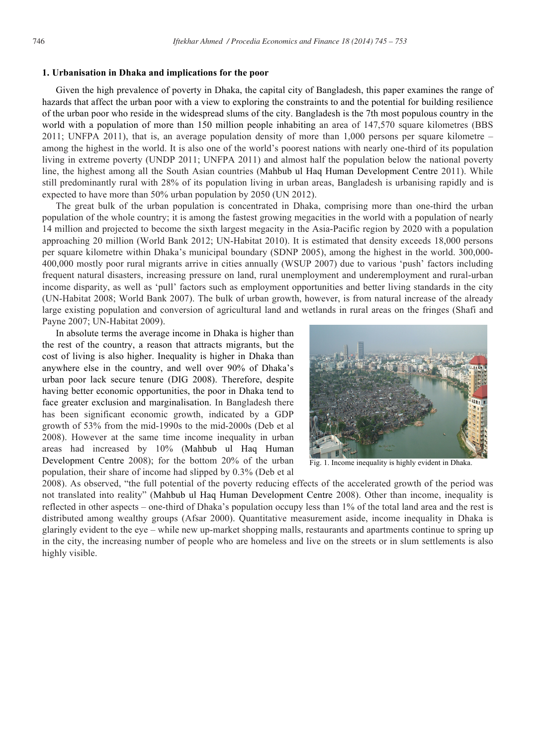## 1. Urbanisation in Dhaka and implications for the poor

Given the high prevalence of poverty in Dhaka, the capital city of Bangladesh, this paper examines the range of hazards that affect the urban poor with a view to exploring the constraints to and the potential for building resilience of the urban poor who reside in the widespread slums of the city. Bangladesh is the 7th most populous country in the world with a population of more than 150 million people inhabiting an area of 147,570 square kilometres (BBS 2011; UNFPA 2011), that is, an average population density of more than 1,000 persons per square kilometre – among the highest in the world. It is also one of the world's poorest nations with nearly one-third of its population living in extreme poverty (UNDP 2011; UNFPA 2011) and almost half the population below the national poverty line, the highest among all the South Asian countries (Mahbub ul Haq Human Development Centre 2011). While still predominantly rural with 28% of its population living in urban areas, Bangladesh is urbanising rapidly and is expected to have more than 50% urban population by 2050 (UN 2012).

The great bulk of the urban population is concentrated in Dhaka, comprising more than one-third the urban population of the whole country; it is among the fastest growing megacities in the world with a population of nearly 14 million and projected to become the sixth largest megacity in the Asia-Pacific region by 2020 with a population approaching 20 million (World Bank 2012; UN-Habitat 2010). It is estimated that density exceeds 18,000 persons per square kilometre within Dhaka's municipal boundary (SDNP 2005), among the highest in the world. 300,000-400,000 mostly poor rural migrants arrive in cities annually (WSUP 2007) due to various 'push' factors including frequent natural disasters, increasing pressure on land, rural unemployment and underemployment and rural-urban income disparity, as well as 'pull' factors such as employment opportunities and better living standards in the city (UN-Habitat 2008; World Bank 2007). The bulk of urban growth, however, is from natural increase of the already large existing population and conversion of agricultural land and wetlands in rural areas on the fringes (Shafi and Payne 2007; UN-Habitat 2009).

In absolute terms the average income in Dhaka is higher than the rest of the country, a reason that attracts migrants, but the cost of living is also higher. Inequality is higher in Dhaka than anywhere else in the country, and well over 90% of Dhaka's urban poor lack secure tenure (DIG 2008). Therefore, despite having better economic opportunities, the poor in Dhaka tend to face greater exclusion and marginalisation. In Bangladesh there has been significant economic growth, indicated by a GDP growth of 53% from the mid-1990s to the mid-2000s (Deb et al 2008). However at the same time income inequality in urban areas had increased by 10% (Mahbub ul Haq Human Development Centre 2008); for the bottom 20% of the urban population, their share of income had slipped by 0.3% (Deb et al 2008). As observed, "the full potential of the poverty reducing effects of the accelerated growth of the period was not translated into reality" (Mahbub ul Haq Human Development Centre 2008). Other than income, inequality is reflected in other aspects – one-third of Dhaka's population occupy less than 1% of the total land area and the rest is distributed among wealthy groups (Afsar 2000). Quantitative measurement aside, income inequality in Dhaka is glaringly evident to the eye – while new up-market shopping malls, restaurants and apartments continue to spring up in the city, the increasing number of people who are homeless and live on the streets or in slum settlements is also highly visible.

Fig. 1. Income inequality is highly evident in Dhaka.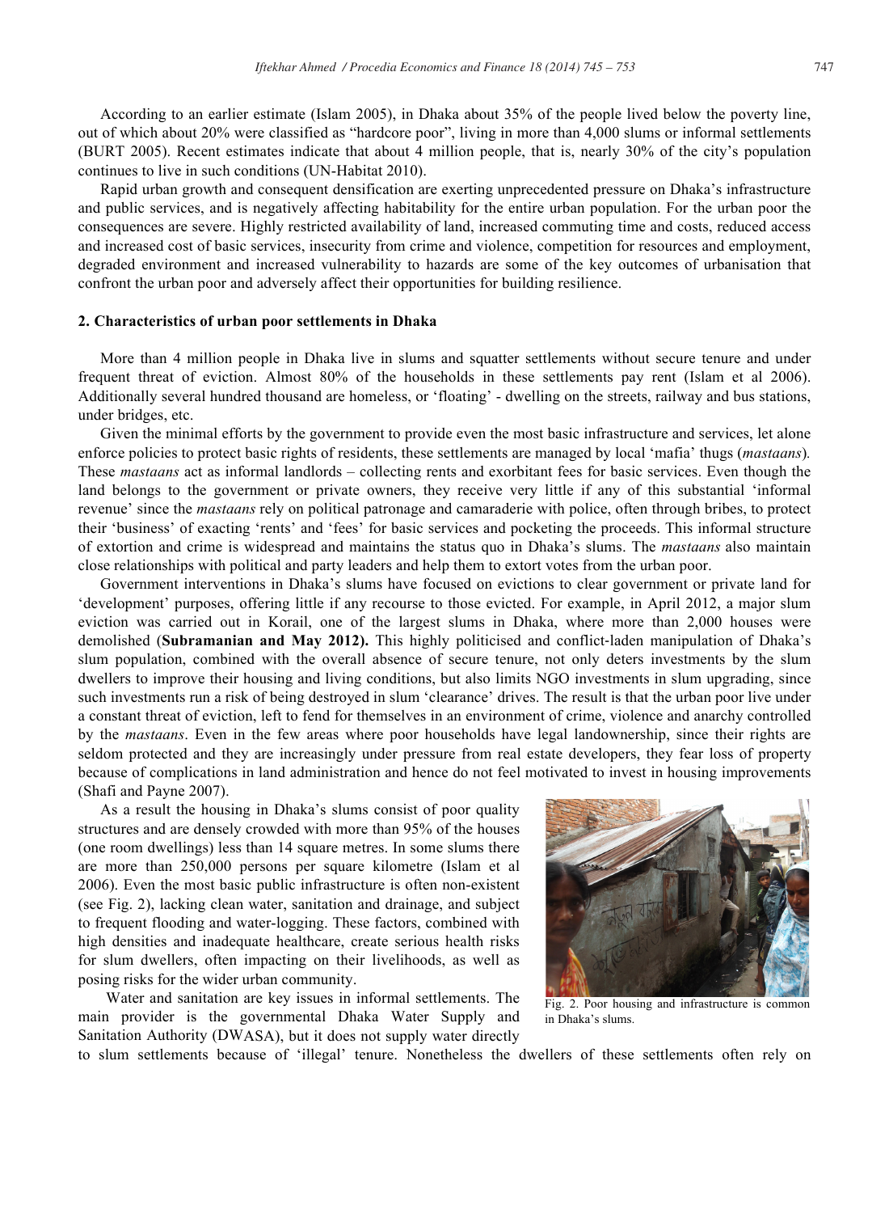According to an earlier estimate (Islam 2005), in Dhaka about 35% of the people lived below the poverty line, out of which about 20% were classified as "hardcore poor", living in more than 4,000 slums or informal settlements (BURT 2005). Recent estimates indicate that about 4 million people, that is, nearly 30% of the city's population continues to live in such conditions (UN-Habitat 2010).

Rapid urban growth and consequent densification are exerting unprecedented pressure on Dhaka's infrastructure and public services, and is negatively affecting habitability for the entire urban population. For the urban poor the consequences are severe. Highly restricted availability of land, increased commuting time and costs, reduced access and increased cost of basic services, insecurity from crime and violence, competition for resources and employment, degraded environment and increased vulnerability to hazards are some of the key outcomes of urbanisation that confront the urban poor and adversely affect their opportunities for building resilience.

## 2. Characteristics of urban poor settlements in Dhaka

More than 4 million people in Dhaka live in slums and squatter settlements without secure tenure and under frequent threat of eviction. Almost 80% of the households in these settlements pay rent (Islam et al 2006). Additionally several hundred thousand are homeless, or 'floating' - dwelling on the streets, railway and bus stations, under bridges, etc.

Given the minimal efforts by the government to provide even the most basic infrastructure and services, let alone enforce policies to protect basic rights of residents, these settlements are managed by local 'mafia' thugs (*mastaans*). These *mastaans* act as informal landlords – collecting rents and exorbitant fees for basic services. Even though the land belongs to the government or private owners, they receive very little if any of this substantial 'informal revenue' since the *mastaans* rely on political patronage and camaraderie with police, often through bribes, to protect their 'business' of exacting 'rents' and 'fees' for basic services and pocketing the proceeds. This informal structure of extortion and crime is widespread and maintains the status quo in Dhaka's slums. The *mastaans* also maintain close relationships with political and party leaders and help them to extort votes from the urban poor.

Government interventions in Dhaka's slums have focused on evictions to clear government or private land for 'development' purposes, offering little if any recourse to those evicted. For example, in April 2012, a major slum eviction was carried out in Korail, one of the largest slums in Dhaka, where more than 2,000 houses were demolished (**Subramanian and May 2012).** This highly politicised and conflict-laden manipulation of Dhaka's slum population, combined with the overall absence of secure tenure, not only deters investments by the slum dwellers to improve their housing and living conditions, but also limits NGO investments in slum upgrading, since such investments run a risk of being destroyed in slum 'clearance' drives. The result is that the urban poor live under a constant threat of eviction, left to fend for themselves in an environment of crime, violence and anarchy controlled by the *mastaans*. Even in the few areas where poor households have legal landownership, since their rights are seldom protected and they are increasingly under pressure from real estate developers, they fear loss of property because of complications in land administration and hence do not feel motivated to invest in housing improvements (Shafi and Payne 2007).

As a result the housing in Dhaka's slums consist of poor quality structures and are densely crowded with more than 95% of the houses (one room dwellings) less than 14 square metres. In some slums there are more than 250,000 persons per square kilometre (Islam et al 2006). Even the most basic public infrastructure is often non-existent (see Fig. 2), lacking clean water, sanitation and drainage, and subject to frequent flooding and water-logging. These factors, combined with high densities and inadequate healthcare, create serious health risks for slum dwellers, often impacting on their livelihoods, as well as posing risks for the wider urban community.

Fig. 2. Poor housing and infrastructure is common in Dhaka's slums.

Water and sanitation are key issues in informal settlements. The main provider is the governmental Dhaka Water Supply and Sanitation Authority (DWASA), but it does not supply water directly to slum settlements because of 'illegal' tenure. Nonetheless the dwellers of these settlements often rely on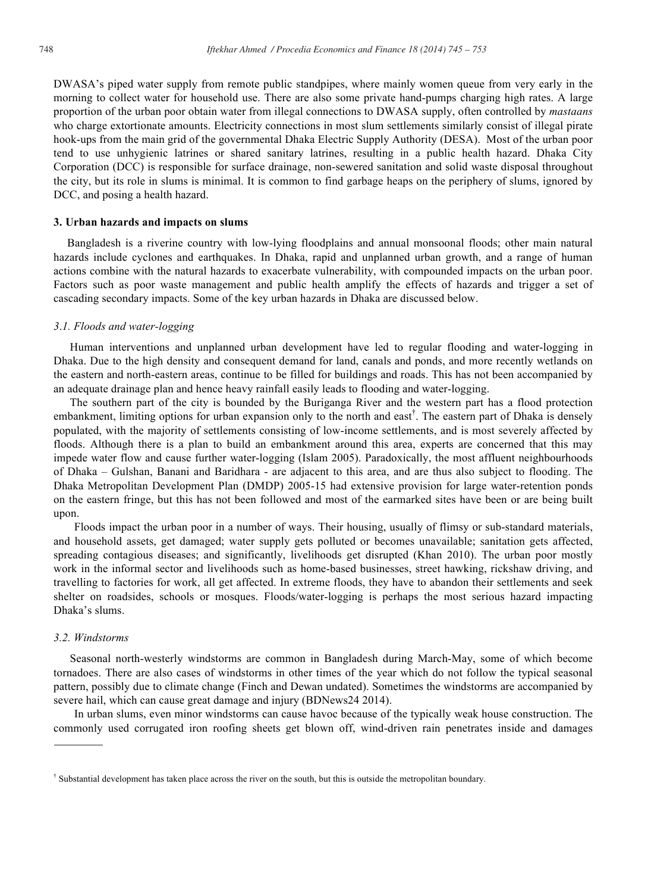DWASA's piped water supply from remote public standpipes, where mainly women queue from very early in the morning to collect water for household use. There are also some private hand-pumps charging high rates. A large proportion of the urban poor obtain water from illegal connections to DWASA supply, often controlled by *mastaans* who charge extortionate amounts. Electricity connections in most slum settlements similarly consist of illegal pirate hook-ups from the main grid of the governmental Dhaka Electric Supply Authority (DESA). Most of the urban poor tend to use unhygienic latrines or shared sanitary latrines, resulting in a public health hazard. Dhaka City Corporation (DCC) is responsible for surface drainage, non-sewered sanitation and solid waste disposal throughout the city, but its role in slums is minimal. It is common to find garbage heaps on the periphery of slums, ignored by DCC, and posing a health hazard.

## 3. Urban hazards and impacts on slums

Bangladesh is a riverine country with low-lying floodplains and annual monsoonal floods; other main natural hazards include cyclones and earthquakes. In Dhaka, rapid and unplanned urban growth, and a range of human actions combine with the natural hazards to exacerbate vulnerability, with compounded impacts on the urban poor. Factors such as poor waste management and public health amplify the effects of hazards and trigger a set of cascading secondary impacts. Some of the key urban hazards in Dhaka are discussed below.

### *3.1. Floods and water-logging*

Human interventions and unplanned urban development have led to regular flooding and water-logging in Dhaka. Due to the high density and consequent demand for land, canals and ponds, and more recently wetlands on the eastern and north-eastern areas, continue to be filled for buildings and roads. This has not been accompanied by an adequate drainage plan and hence heavy rainfall easily leads to flooding and water-logging.

The southern part of the city is bounded by the Buriganga River and the western part has a flood protection embankment, limiting options for urban expansion only to the north and east[†]. The eastern part of Dhaka is densely populated, with the majority of settlements consisting of low-income settlements, and is most severely affected by floods. Although there is a plan to build an embankment around this area, experts are concerned that this may impede water flow and cause further water-logging (Islam 2005). Paradoxically, the most affluent neighbourhoods of Dhaka – Gulshan, Banani and Baridhara - are adjacent to this area, and are thus also subject to flooding. The Dhaka Metropolitan Development Plan (DMDP) 2005-15 had extensive provision for large water-retention ponds on the eastern fringe, but this has not been followed and most of the earmarked sites have been or are being built upon.

Floods impact the urban poor in a number of ways. Their housing, usually of flimsy or sub-standard materials, and household assets, get damaged; water supply gets polluted or becomes unavailable; sanitation gets affected, spreading contagious diseases; and significantly, livelihoods get disrupted (Khan 2010). The urban poor mostly work in the informal sector and livelihoods such as home-based businesses, street hawking, rickshaw driving, and travelling to factories for work, all get affected. In extreme floods, they have to abandon their settlements and seek shelter on roadsides, schools or mosques. Floods/water-logging is perhaps the most serious hazard impacting Dhaka's slums.

### *3.2. Windstorms*

Seasonal north-westerly windstorms are common in Bangladesh during March-May, some of which become tornadoes. There are also cases of windstorms in other times of the year which do not follow the typical seasonal pattern, possibly due to climate change (Finch and Dewan undated). Sometimes the windstorms are accompanied by severe hail, which can cause great damage and injury (BDNews24 2014).

In urban slums, even minor windstorms can cause havoc because of the typically weak house construction. The commonly used corrugated iron roofing sheets get blown off, wind-driven rain penetrates inside and damages

---

[†] Substantial development has taken place across the river on the south, but this is outside the metropolitan boundary.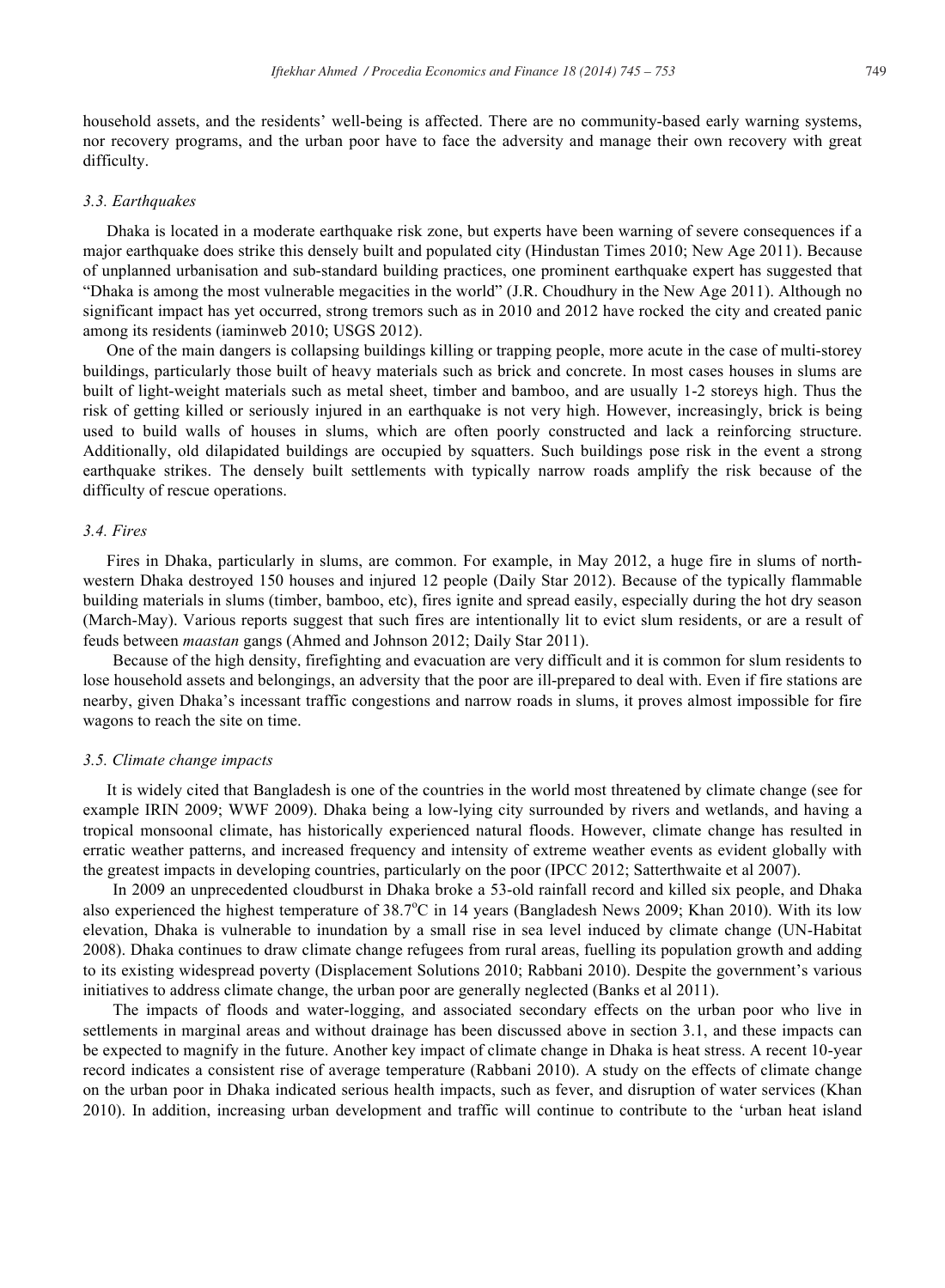household assets, and the residents' well-being is affected. There are no community-based early warning systems, nor recovery programs, and the urban poor have to face the adversity and manage their own recovery with great difficulty.

### *3.3. Earthquakes*

Dhaka is located in a moderate earthquake risk zone, but experts have been warning of severe consequences if a major earthquake does strike this densely built and populated city (Hindustan Times 2010; New Age 2011). Because of unplanned urbanisation and sub-standard building practices, one prominent earthquake expert has suggested that "Dhaka is among the most vulnerable megacities in the world" (J.R. Choudhury in the New Age 2011). Although no significant impact has yet occurred, strong tremors such as in 2010 and 2012 have rocked the city and created panic among its residents (iaminweb 2010; USGS 2012).

One of the main dangers is collapsing buildings killing or trapping people, more acute in the case of multi-storey buildings, particularly those built of heavy materials such as brick and concrete. In most cases houses in slums are built of light-weight materials such as metal sheet, timber and bamboo, and are usually 1-2 storeys high. Thus the risk of getting killed or seriously injured in an earthquake is not very high. However, increasingly, brick is being used to build walls of houses in slums, which are often poorly constructed and lack a reinforcing structure. Additionally, old dilapidated buildings are occupied by squatters. Such buildings pose risk in the event a strong earthquake strikes. The densely built settlements with typically narrow roads amplify the risk because of the difficulty of rescue operations.

### *3.4. Fires*

Fires in Dhaka, particularly in slums, are common. For example, in May 2012, a huge fire in slums of north-western Dhaka destroyed 150 houses and injured 12 people (Daily Star 2012). Because of the typically flammable building materials in slums (timber, bamboo, etc), fires ignite and spread easily, especially during the hot dry season (March-May). Various reports suggest that such fires are intentionally lit to evict slum residents, or are a result of feuds between *maastan* gangs (Ahmed and Johnson 2012; Daily Star 2011).

Because of the high density, firefighting and evacuation are very difficult and it is common for slum residents to lose household assets and belongings, an adversity that the poor are ill-prepared to deal with. Even if fire stations are nearby, given Dhaka's incessant traffic congestions and narrow roads in slums, it proves almost impossible for fire wagons to reach the site on time.

### *3.5. Climate change impacts*

It is widely cited that Bangladesh is one of the countries in the world most threatened by climate change (see for example IRIN 2009; WWF 2009). Dhaka being a low-lying city surrounded by rivers and wetlands, and having a tropical monsoonal climate, has historically experienced natural floods. However, climate change has resulted in erratic weather patterns, and increased frequency and intensity of extreme weather events as evident globally with the greatest impacts in developing countries, particularly on the poor (IPCC 2012; Satterthwaite et al 2007).

In 2009 an unprecedented cloudburst in Dhaka broke a 53-old rainfall record and killed six people, and Dhaka also experienced the highest temperature of 38.7°C in 14 years (Bangladesh News 2009; Khan 2010). With its low elevation, Dhaka is vulnerable to inundation by a small rise in sea level induced by climate change (UN-Habitat 2008). Dhaka continues to draw climate change refugees from rural areas, fuelling its population growth and adding to its existing widespread poverty (Displacement Solutions 2010; Rabbani 2010). Despite the government's various initiatives to address climate change, the urban poor are generally neglected (Banks et al 2011).

The impacts of floods and water-logging, and associated secondary effects on the urban poor who live in settlements in marginal areas and without drainage has been discussed above in section 3.1, and these impacts can be expected to magnify in the future. Another key impact of climate change in Dhaka is heat stress. A recent 10-year record indicates a consistent rise of average temperature (Rabbani 2010). A study on the effects of climate change on the urban poor in Dhaka indicated serious health impacts, such as fever, and disruption of water services (Khan 2010). In addition, increasing urban development and traffic will continue to contribute to the 'urban heat island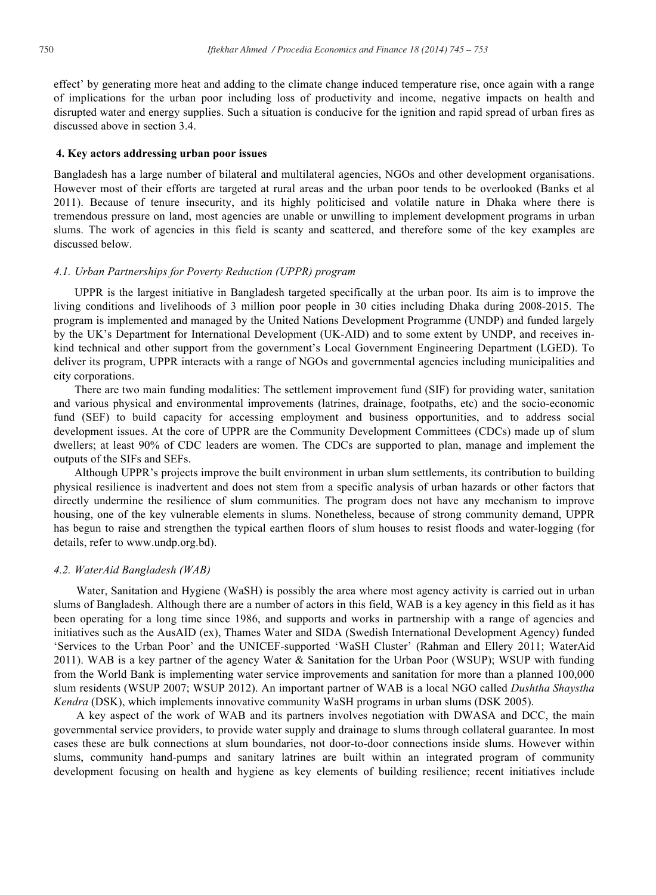effect' by generating more heat and adding to the climate change induced temperature rise, once again with a range of implications for the urban poor including loss of productivity and income, negative impacts on health and disrupted water and energy supplies. Such a situation is conducive for the ignition and rapid spread of urban fires as discussed above in section 3.4.

## 4. Key actors addressing urban poor issues

Bangladesh has a large number of bilateral and multilateral agencies, NGOs and other development organisations. However most of their efforts are targeted at rural areas and the urban poor tends to be overlooked (Banks et al 2011). Because of tenure insecurity, and its highly politicised and volatile nature in Dhaka where there is tremendous pressure on land, most agencies are unable or unwilling to implement development programs in urban slums. The work of agencies in this field is scanty and scattered, and therefore some of the key examples are discussed below.

### *4.1. Urban Partnerships for Poverty Reduction (UPPR) program*

UPPR is the largest initiative in Bangladesh targeted specifically at the urban poor. Its aim is to improve the living conditions and livelihoods of 3 million poor people in 30 cities including Dhaka during 2008-2015. The program is implemented and managed by the United Nations Development Programme (UNDP) and funded largely by the UK's Department for International Development (UK-AID) and to some extent by UNDP, and receives in-kind technical and other support from the government's Local Government Engineering Department (LGED). To deliver its program, UPPR interacts with a range of NGOs and governmental agencies including municipalities and city corporations.

There are two main funding modalities: The settlement improvement fund (SIF) for providing water, sanitation and various physical and environmental improvements (latrines, drainage, footpaths, etc) and the socio-economic fund (SEF) to build capacity for accessing employment and business opportunities, and to address social development issues. At the core of UPPR are the Community Development Committees (CDCs) made up of slum dwellers; at least 90% of CDC leaders are women. The CDCs are supported to plan, manage and implement the outputs of the SIFs and SEFs.

Although UPPR's projects improve the built environment in urban slum settlements, its contribution to building physical resilience is inadvertent and does not stem from a specific analysis of urban hazards or other factors that directly undermine the resilience of slum communities. The program does not have any mechanism to improve housing, one of the key vulnerable elements in slums. Nonetheless, because of strong community demand, UPPR has begun to raise and strengthen the typical earthen floors of slum houses to resist floods and water-logging (for details, refer to www.undp.org.bd).

### *4.2. WaterAid Bangladesh (WAB)*

Water, Sanitation and Hygiene (WaSH) is possibly the area where most agency activity is carried out in urban slums of Bangladesh. Although there are a number of actors in this field, WAB is a key agency in this field as it has been operating for a long time since 1986, and supports and works in partnership with a range of agencies and initiatives such as the AusAID (ex), Thames Water and SIDA (Swedish International Development Agency) funded 'Services to the Urban Poor' and the UNICEF-supported 'WaSH Cluster' (Rahman and Ellery 2011; WaterAid 2011). WAB is a key partner of the agency Water & Sanitation for the Urban Poor (WSUP); WSUP with funding from the World Bank is implementing water service improvements and sanitation for more than a planned 100,000 slum residents (WSUP 2007; WSUP 2012). An important partner of WAB is a local NGO called *Dushtha Shaystha Kendra* (DSK), which implements innovative community WaSH programs in urban slums (DSK 2005).

A key aspect of the work of WAB and its partners involves negotiation with DWASA and DCC, the main governmental service providers, to provide water supply and drainage to slums through collateral guarantee. In most cases these are bulk connections at slum boundaries, not door-to-door connections inside slums. However within slums, community hand-pumps and sanitary latrines are built within an integrated program of community development focusing on health and hygiene as key elements of building resilience; recent initiatives include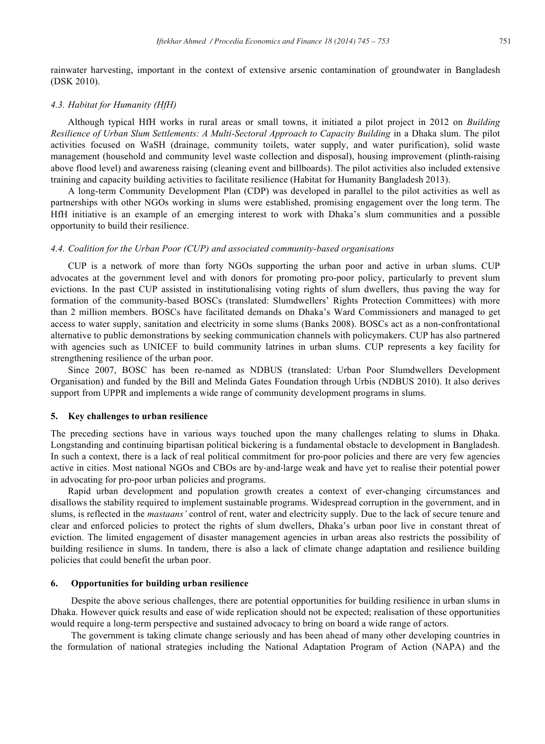rainwater harvesting, important in the context of extensive arsenic contamination of groundwater in Bangladesh (DSK 2010).

### *4.3. Habitat for Humanity (HfH)*

Although typical HfH works in rural areas or small towns, it initiated a pilot project in 2012 on *Building Resilience of Urban Slum Settlements: A Multi-Sectoral Approach to Capacity Building* in a Dhaka slum. The pilot activities focused on WaSH (drainage, community toilets, water supply, and water purification), solid waste management (household and community level waste collection and disposal), housing improvement (plinth-raising above flood level) and awareness raising (cleaning event and billboards). The pilot activities also included extensive training and capacity building activities to facilitate resilience (Habitat for Humanity Bangladesh 2013).

A long-term Community Development Plan (CDP) was developed in parallel to the pilot activities as well as partnerships with other NGOs working in slums were established, promising engagement over the long term. The HfH initiative is an example of an emerging interest to work with Dhaka's slum communities and a possible opportunity to build their resilience.

### *4.4. Coalition for the Urban Poor (CUP) and associated community-based organisations*

CUP is a network of more than forty NGOs supporting the urban poor and active in urban slums. CUP advocates at the government level and with donors for promoting pro-poor policy, particularly to prevent slum evictions. In the past CUP assisted in institutionalising voting rights of slum dwellers, thus paving the way for formation of the community-based BOSCs (translated: Slumdwellers' Rights Protection Committees) with more than 2 million members. BOSCs have facilitated demands on Dhaka's Ward Commissioners and managed to get access to water supply, sanitation and electricity in some slums (Banks 2008). BOSCs act as a non-confrontational alternative to public demonstrations by seeking communication channels with policymakers. CUP has also partnered with agencies such as UNICEF to build community latrines in urban slums. CUP represents a key facility for strengthening resilience of the urban poor.

Since 2007, BOSC has been re-named as NDBUS (translated: Urban Poor Slumdwellers Development Organisation) and funded by the Bill and Melinda Gates Foundation through Urbis (NDBUS 2010). It also derives support from UPPR and implements a wide range of community development programs in slums.

## 5. Key challenges to urban resilience

The preceding sections have in various ways touched upon the many challenges relating to slums in Dhaka. Longstanding and continuing bipartisan political bickering is a fundamental obstacle to development in Bangladesh. In such a context, there is a lack of real political commitment for pro-poor policies and there are very few agencies active in cities. Most national NGOs and CBOs are by-and-large weak and have yet to realise their potential power in advocating for pro-poor urban policies and programs.

Rapid urban development and population growth creates a context of ever-changing circumstances and disallows the stability required to implement sustainable programs. Widespread corruption in the government, and in slums, is reflected in the *mastaans'* control of rent, water and electricity supply. Due to the lack of secure tenure and clear and enforced policies to protect the rights of slum dwellers, Dhaka's urban poor live in constant threat of eviction. The limited engagement of disaster management agencies in urban areas also restricts the possibility of building resilience in slums. In tandem, there is also a lack of climate change adaptation and resilience building policies that could benefit the urban poor.

## 6. Opportunities for building urban resilience

Despite the above serious challenges, there are potential opportunities for building resilience in urban slums in Dhaka. However quick results and ease of wide replication should not be expected; realisation of these opportunities would require a long-term perspective and sustained advocacy to bring on board a wide range of actors.

The government is taking climate change seriously and has been ahead of many other developing countries in the formulation of national strategies including the National Adaptation Program of Action (NAPA) and the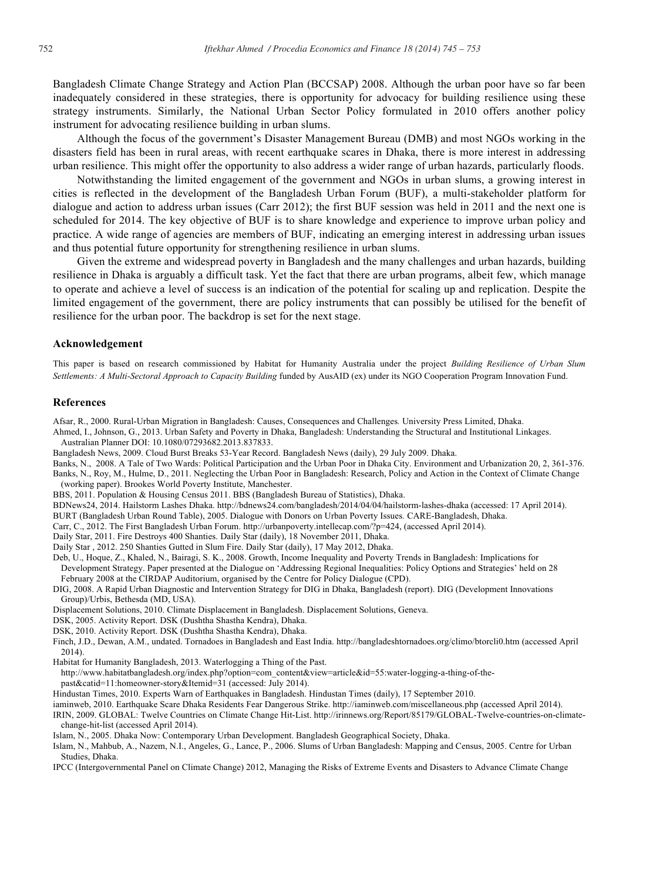Bangladesh Climate Change Strategy and Action Plan (BCCSAP) 2008. Although the urban poor have so far been inadequately considered in these strategies, there is opportunity for advocacy for building resilience using these strategy instruments. Similarly, the National Urban Sector Policy formulated in 2010 offers another policy instrument for advocating resilience building in urban slums.

Although the focus of the government's Disaster Management Bureau (DMB) and most NGOs working in the disasters field has been in rural areas, with recent earthquake scares in Dhaka, there is more interest in addressing urban resilience. This might offer the opportunity to also address a wider range of urban hazards, particularly floods.

Notwithstanding the limited engagement of the government and NGOs in urban slums, a growing interest in cities is reflected in the development of the Bangladesh Urban Forum (BUF), a multi-stakeholder platform for dialogue and action to address urban issues (Carr 2012); the first BUF session was held in 2011 and the next one is scheduled for 2014. The key objective of BUF is to share knowledge and experience to improve urban policy and practice. A wide range of agencies are members of BUF, indicating an emerging interest in addressing urban issues and thus potential future opportunity for strengthening resilience in urban slums.

Given the extreme and widespread poverty in Bangladesh and the many challenges and urban hazards, building resilience in Dhaka is arguably a difficult task. Yet the fact that there are urban programs, albeit few, which manage to operate and achieve a level of success is an indication of the potential for scaling up and replication. Despite the limited engagement of the government, there are policy instruments that can possibly be utilised for the benefit of resilience for the urban poor. The backdrop is set for the next stage.

## Acknowledgement

This paper is based on research commissioned by Habitat for Humanity Australia under the project *Building Resilience of Urban Slum Settlements: A Multi-Sectoral Approach to Capacity Building* funded by AusAID (ex) under its NGO Cooperation Program Innovation Fund.

## References

Afsar, R., 2000. Rural-Urban Migration in Bangladesh: Causes, Consequences and Challenges*.* University Press Limited, Dhaka.

Ahmed, I., Johnson, G., 2013. Urban Safety and Poverty in Dhaka, Bangladesh: Understanding the Structural and Institutional Linkages. Australian Planner DOI: 10.1080/07293682.2013.837833.

Bangladesh News, 2009. Cloud Burst Breaks 53-Year Record. Bangladesh News (daily), 29 July 2009. Dhaka.

Banks, N., 2008. A Tale of Two Wards: Political Participation and the Urban Poor in Dhaka City. Environment and Urbanization 20, 2, 361-376.

Banks, N., Roy, M., Hulme, D., 2011. Neglecting the Urban Poor in Bangladesh: Research, Policy and Action in the Context of Climate Change (working paper). Brookes World Poverty Institute, Manchester.

BBS, 2011. Population & Housing Census 2011. BBS (Bangladesh Bureau of Statistics), Dhaka.

BDNews24, 2014. Hailstorm Lashes Dhaka. http://bdnews24.com/bangladesh/2014/04/04/hailstorm-lashes-dhaka (accessed: 17 April 2014).

BURT (Bangladesh Urban Round Table), 2005. Dialogue with Donors on Urban Poverty Issues*.* CARE-Bangladesh, Dhaka.

Carr, C., 2012. The First Bangladesh Urban Forum. http://urbanpoverty.intellecap.com/?p=424, (accessed April 2014).

Daily Star, 2011. Fire Destroys 400 Shanties. Daily Star (daily), 18 November 2011, Dhaka.

Daily Star , 2012. 250 Shanties Gutted in Slum Fire. Daily Star (daily), 17 May 2012, Dhaka.

Deb, U., Hoque, Z., Khaled, N., Bairagi, S. K., 2008. Growth, Income Inequality and Poverty Trends in Bangladesh: Implications for Development Strategy. Paper presented at the Dialogue on 'Addressing Regional Inequalities: Policy Options and Strategies' held on 28 February 2008 at the CIRDAP Auditorium, organised by the Centre for Policy Dialogue (CPD).

DIG, 2008. A Rapid Urban Diagnostic and Intervention Strategy for DIG in Dhaka, Bangladesh (report). DIG (Development Innovations Group)/Urbis, Bethesda (MD, USA).

Displacement Solutions, 2010. Climate Displacement in Bangladesh. Displacement Solutions, Geneva.

DSK, 2005. Activity Report. DSK (Dushtha Shastha Kendra), Dhaka.

DSK, 2010. Activity Report. DSK (Dushtha Shastha Kendra), Dhaka.

Finch, J.D., Dewan, A.M., undated. Tornadoes in Bangladesh and East India. http://bangladeshtornadoes.org/climo/btorcli0.htm (accessed April 2014).

Habitat for Humanity Bangladesh, 2013. Waterlogging a Thing of the Past. http://www.habitatbangladesh.org/index.php?option=com_content&view=article&id=55:water-logging-a-thing-of-the-past&catid=11:homeowner-story&Itemid=31 (accessed: July 2014).

Hindustan Times, 2010. Experts Warn of Earthquakes in Bangladesh. Hindustan Times (daily), 17 September 2010.

iaminweb, 2010. Earthquake Scare Dhaka Residents Fear Dangerous Strike. http://iaminweb.com/miscellaneous.php (accessed April 2014).

IRIN, 2009. GLOBAL: Twelve Countries on Climate Change Hit-List. http://irinnews.org/Report/85179/GLOBAL-Twelve-countries-on-climate-change-hit-list (accessed April 2014).

Islam, N., 2005. Dhaka Now: Contemporary Urban Development. Bangladesh Geographical Society, Dhaka.

Islam, N., Mahbub, A., Nazem, N.I., Angeles, G., Lance, P., 2006. Slums of Urban Bangladesh: Mapping and Census, 2005. Centre for Urban Studies, Dhaka.

IPCC (Intergovernmental Panel on Climate Change) 2012, Managing the Risks of Extreme Events and Disasters to Advance Climate Change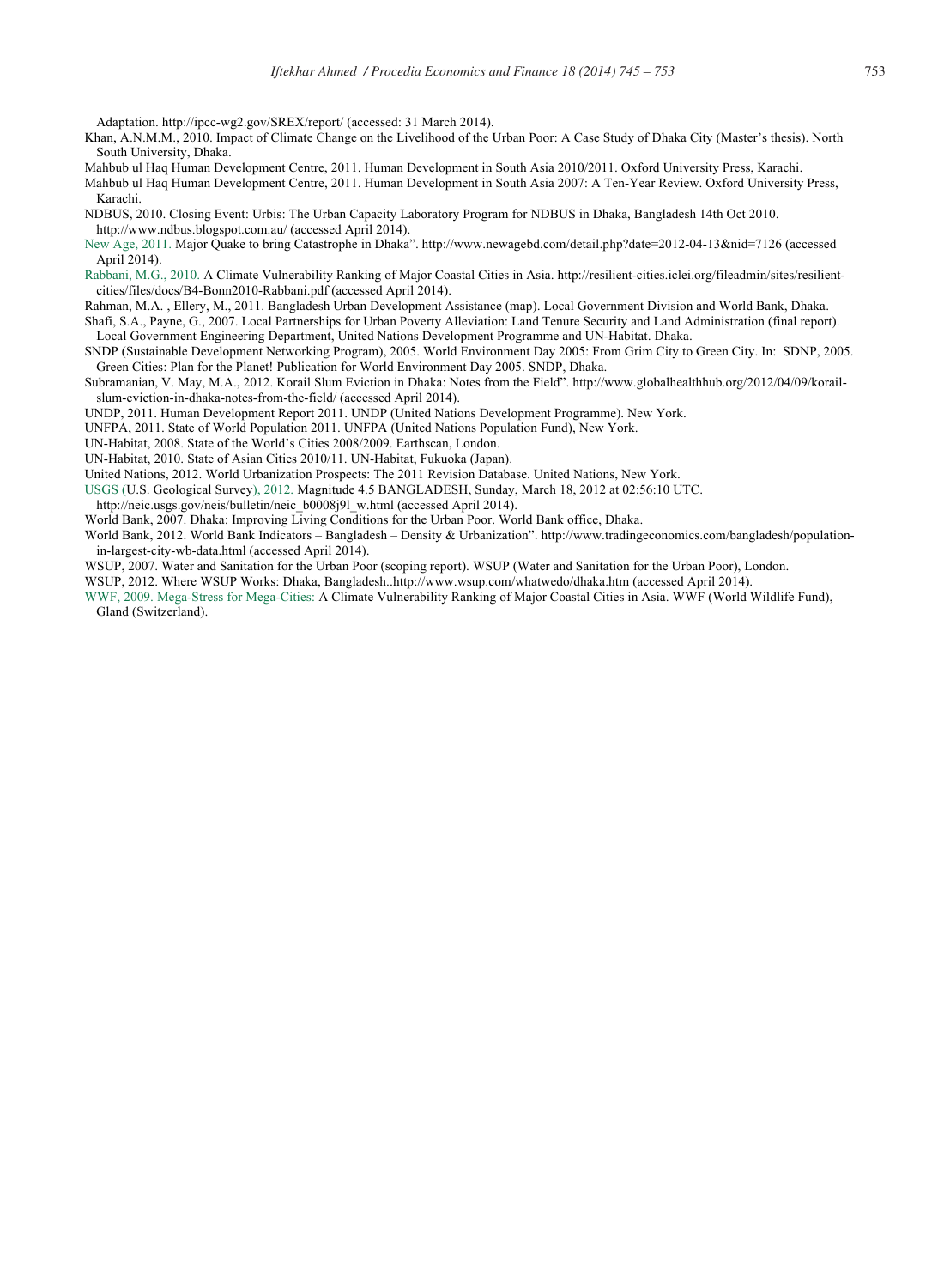Adaptation. http://ipcc-wg2.gov/SREX/report/ (accessed: 31 March 2014).

Khan, A.N.M.M., 2010. Impact of Climate Change on the Livelihood of the Urban Poor: A Case Study of Dhaka City (Master's thesis). North South University, Dhaka.

Mahbub ul Haq Human Development Centre, 2011. Human Development in South Asia 2010/2011. Oxford University Press, Karachi.

Mahbub ul Haq Human Development Centre, 2011. Human Development in South Asia 2007: A Ten-Year Review. Oxford University Press, Karachi.

NDBUS, 2010. Closing Event: Urbis: The Urban Capacity Laboratory Program for NDBUS in Dhaka, Bangladesh 14th Oct 2010. http://www.ndbus.blogspot.com.au/ (accessed April 2014).

New Age, 2011. Major Quake to bring Catastrophe in Dhaka". http://www.newagebd.com/detail.php?date=2012-04-13&nid=7126 (accessed April 2014).

Rabbani, M.G., 2010. A Climate Vulnerability Ranking of Major Coastal Cities in Asia. http://resilient-cities.iclei.org/fileadmin/sites/resilient-cities/files/docs/B4-Bonn2010-Rabbani.pdf (accessed April 2014).

Rahman, M.A. , Ellery, M., 2011. Bangladesh Urban Development Assistance (map). Local Government Division and World Bank, Dhaka.

Shafi, S.A., Payne, G., 2007. Local Partnerships for Urban Poverty Alleviation: Land Tenure Security and Land Administration (final report). Local Government Engineering Department, United Nations Development Programme and UN-Habitat. Dhaka.

SNDP (Sustainable Development Networking Program), 2005. World Environment Day 2005: From Grim City to Green City. In: SDNP, 2005. Green Cities: Plan for the Planet! Publication for World Environment Day 2005. SNDP, Dhaka.

Subramanian, V. May, M.A., 2012. Korail Slum Eviction in Dhaka: Notes from the Field". http://www.globalhealthhub.org/2012/04/09/korail-slum-eviction-in-dhaka-notes-from-the-field/ (accessed April 2014).

UNDP, 2011. Human Development Report 2011. UNDP (United Nations Development Programme). New York.

UNFPA, 2011. State of World Population 2011. UNFPA (United Nations Population Fund), New York.

UN-Habitat, 2008. State of the World's Cities 2008/2009. Earthscan, London.

UN-Habitat, 2010. State of Asian Cities 2010/11. UN-Habitat, Fukuoka (Japan).

United Nations, 2012. World Urbanization Prospects: The 2011 Revision Database. United Nations, New York.

USGS (U.S. Geological Survey), 2012. Magnitude 4.5 BANGLADESH, Sunday, March 18, 2012 at 02:56:10 UTC. http://neic.usgs.gov/neis/bulletin/neic_b0008j9l_w.html (accessed April 2014).

World Bank, 2007. Dhaka: Improving Living Conditions for the Urban Poor. World Bank office, Dhaka.

World Bank, 2012. World Bank Indicators – Bangladesh – Density & Urbanization". http://www.tradingeconomics.com/bangladesh/population-in-largest-city-wb-data.html (accessed April 2014).

WSUP, 2007. Water and Sanitation for the Urban Poor (scoping report). WSUP (Water and Sanitation for the Urban Poor), London.

WSUP, 2012. Where WSUP Works: Dhaka, Bangladesh..http://www.wsup.com/whatwedo/dhaka.htm (accessed April 2014).

WWF, 2009. Mega-Stress for Mega-Cities: A Climate Vulnerability Ranking of Major Coastal Cities in Asia. WWF (World Wildlife Fund), Gland (Switzerland).